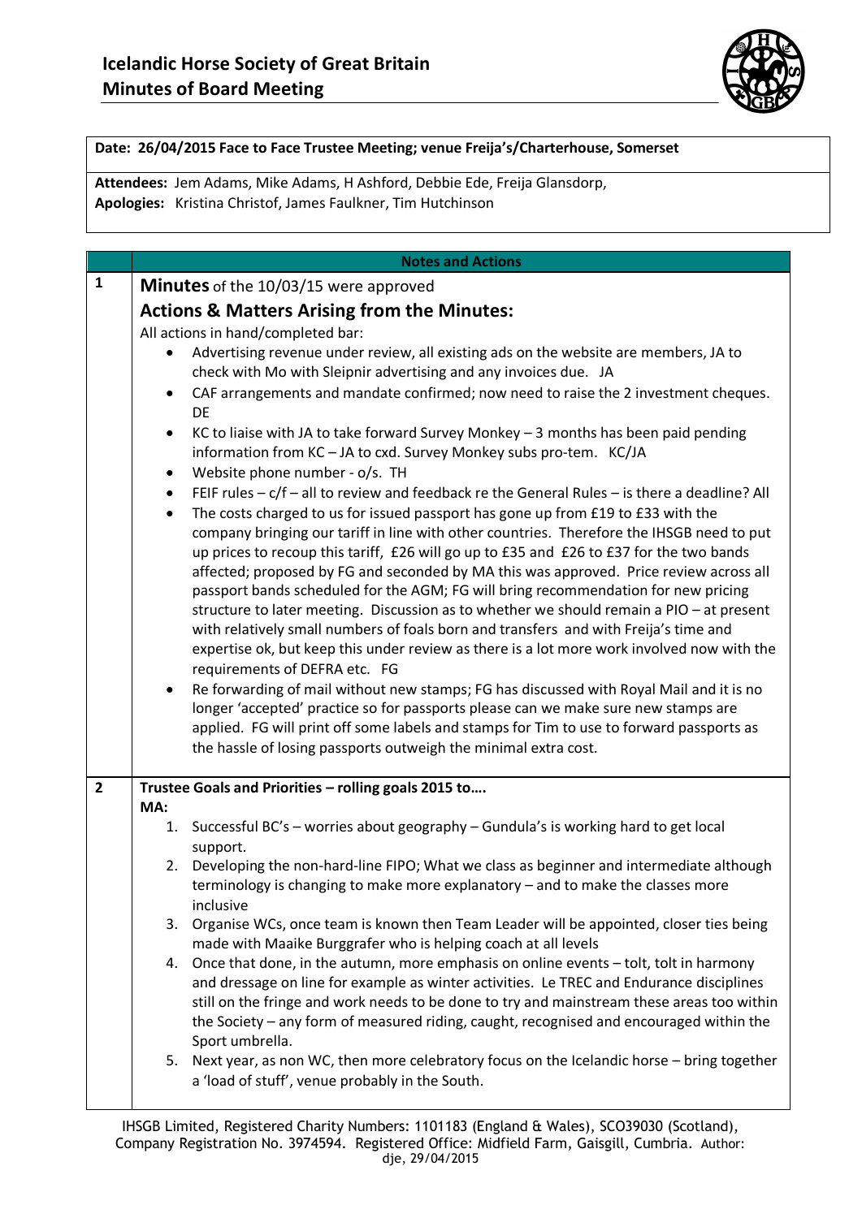# Icelandic Horse Society of Great Britain
# Minutes of Board Meeting

**Date: 26/04/2015 Face to Face Trustee Meeting; venue Freija's/Charterhouse, Somerset**

**Attendees:** Jem Adams, Mike Adams, H Ashford, Debbie Ede, Freija Glansdorp,
**Apologies:** Kristina Christof, James Faulkner, Tim Hutchinson

| | **Notes and Actions** |
|---|---|
| **1** | **Minutes** of the 10/03/15 were approved<br><br>**Actions & Matters Arising from the Minutes:**<br><br>All actions in hand/completed bar:<br><br>• Advertising revenue under review, all existing ads on the website are members, JA to check with Mo with Sleipnir advertising and any invoices due. JA<br>• CAF arrangements and mandate confirmed; now need to raise the 2 investment cheques. DE<br>• KC to liaise with JA to take forward Survey Monkey – 3 months has been paid pending information from KC – JA to cxd. Survey Monkey subs pro-tem. KC/JA<br>• Website phone number - o/s. TH<br>• FEIF rules – c/f – all to review and feedback re the General Rules – is there a deadline? All<br>• The costs charged to us for issued passport has gone up from £19 to £33 with the company bringing our tariff in line with other countries. Therefore the IHSGB need to put up prices to recoup this tariff, £26 will go up to £35 and £26 to £37 for the two bands affected; proposed by FG and seconded by MA this was approved. Price review across all passport bands scheduled for the AGM; FG will bring recommendation for new pricing structure to later meeting. Discussion as to whether we should remain a PIO – at present with relatively small numbers of foals born and transfers and with Freija's time and expertise ok, but keep this under review as there is a lot more work involved now with the requirements of DEFRA etc. FG<br>• Re forwarding of mail without new stamps; FG has discussed with Royal Mail and it is no longer 'accepted' practice so for passports please can we make sure new stamps are applied. FG will print off some labels and stamps for Tim to use to forward passports as the hassle of losing passports outweigh the minimal extra cost. |
| **2** | **Trustee Goals and Priorities – rolling goals 2015 to….**<br><br>**MA:**<br><br>1. Successful BC's – worries about geography – Gundula's is working hard to get local support.<br>2. Developing the non-hard-line FIPO; What we class as beginner and intermediate although terminology is changing to make more explanatory – and to make the classes more inclusive<br>3. Organise WCs, once team is known then Team Leader will be appointed, closer ties being made with Maaike Burggrafer who is helping coach at all levels<br>4. Once that done, in the autumn, more emphasis on online events – tolt, tolt in harmony and dressage on line for example as winter activities. Le TREC and Endurance disciplines still on the fringe and work needs to be done to try and mainstream these areas too within the Society – any form of measured riding, caught, recognised and encouraged within the Sport umbrella.<br>5. Next year, as non WC, then more celebratory focus on the Icelandic horse – bring together a 'load of stuff', venue probably in the South. |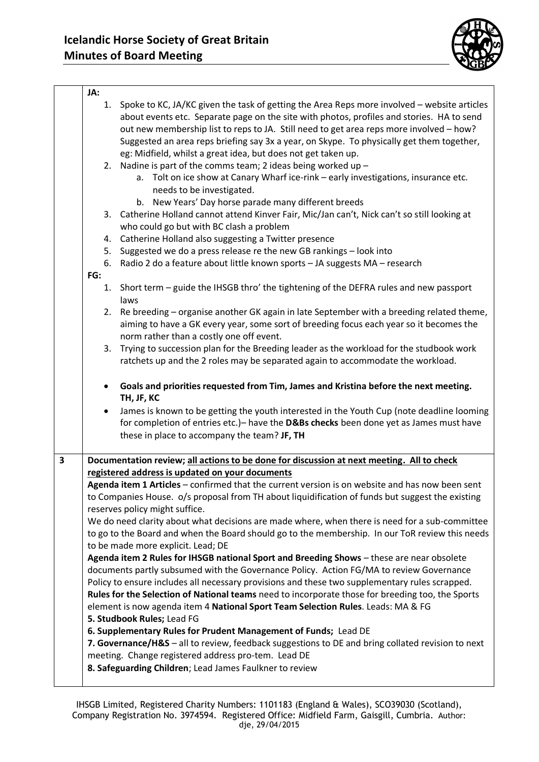| | |
|---|---|
| | **JA:**<br>1. Spoke to KC, JA/KC given the task of getting the Area Reps more involved – website articles about events etc. Separate page on the site with photos, profiles and stories. HA to send out new membership list to reps to JA. Still need to get area reps more involved – how? Suggested an area reps briefing say 3x a year, on Skype. To physically get them together, eg: Midfield, whilst a great idea, but does not get taken up.<br>2. Nadine is part of the comms team; 2 ideas being worked up –<br>   a. Tolt on ice show at Canary Wharf ice-rink – early investigations, insurance etc. needs to be investigated.<br>   b. New Years' Day horse parade many different breeds<br>3. Catherine Holland cannot attend Kinver Fair, Mic/Jan can't, Nick can't so still looking at who could go but with BC clash a problem<br>4. Catherine Holland also suggesting a Twitter presence<br>5. Suggested we do a press release re the new GB rankings – look into<br>6. Radio 2 do a feature about little known sports – JA suggests MA – research<br>**FG:**<br>1. Short term – guide the IHSGB thro' the tightening of the DEFRA rules and new passport laws<br>2. Re breeding – organise another GK again in late September with a breeding related theme, aiming to have a GK every year, some sort of breeding focus each year so it becomes the norm rather than a costly one off event.<br>3. Trying to succession plan for the Breeding leader as the workload for the studbook work ratchets up and the 2 roles may be separated again to accommodate the workload.<br><br>• **Goals and priorities requested from Tim, James and Kristina before the next meeting. TH, JF, KC**<br>• James is known to be getting the youth interested in the Youth Cup (note deadline looming for completion of entries etc.)– have the **D&Bs checks** been done yet as James must have these in place to accompany the team? **JF, TH** |
| **3** | **Documentation review; <u>all actions to be done for discussion at next meeting. All to check registered address is updated on your documents</u>**<br>**Agenda item 1 Articles** – confirmed that the current version is on website and has now been sent to Companies House. o/s proposal from TH about liquidification of funds but suggest the existing reserves policy might suffice.<br>We do need clarity about what decisions are made where, when there is need for a sub-committee to go to the Board and when the Board should go to the membership. In our ToR review this needs to be made more explicit. Lead; DE<br>**Agenda item 2 Rules for IHSGB national Sport and Breeding Shows** – these are near obsolete documents partly subsumed with the Governance Policy. Action FG/MA to review Governance Policy to ensure includes all necessary provisions and these two supplementary rules scrapped.<br>**Rules for the Selection of National teams** need to incorporate those for breeding too, the Sports element is now agenda item 4 **National Sport Team Selection Rules**. Leads: MA & FG<br>**5. Studbook Rules;** Lead FG<br>**6. Supplementary Rules for Prudent Management of Funds;** Lead DE<br>**7. Governance/H&S** – all to review, feedback suggestions to DE and bring collated revision to next meeting. Change registered address pro-tem. Lead DE<br>**8. Safeguarding Children**; Lead James Faulkner to review |

IHSGB Limited, Registered Charity Numbers: 1101183 (England & Wales), SCO39030 (Scotland), Company Registration No. 3974594. Registered Office: Midfield Farm, Gaisgill, Cumbria. Author: dje, 29/04/2015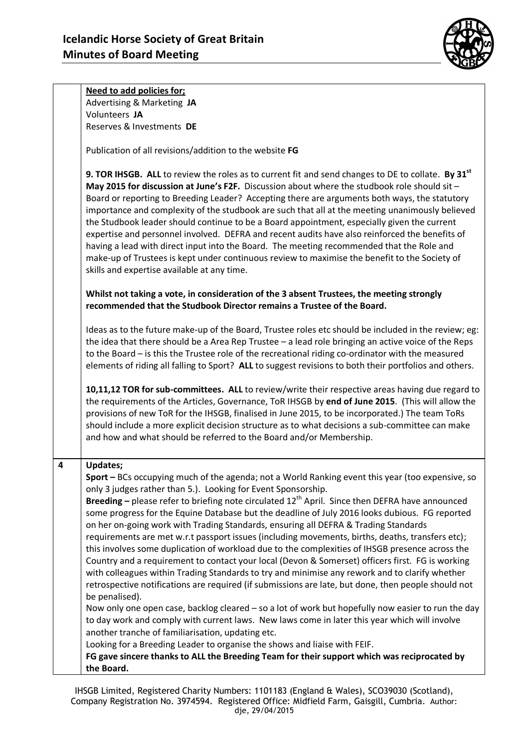| | |
|---|---|
| | **Need to add policies for;**<br>Advertising & Marketing **JA**<br>Volunteers **JA**<br>Reserves & Investments **DE**<br><br>Publication of all revisions/addition to the website **FG**<br><br>**9. TOR IHSGB. ALL** to review the roles as to current fit and send changes to DE to collate. **By 31st May 2015 for discussion at June's F2F.** Discussion about where the studbook role should sit – Board or reporting to Breeding Leader? Accepting there are arguments both ways, the statutory importance and complexity of the studbook are such that all at the meeting unanimously believed the Studbook leader should continue to be a Board appointment, especially given the current expertise and personnel involved. DEFRA and recent audits have also reinforced the benefits of having a lead with direct input into the Board. The meeting recommended that the Role and make-up of Trustees is kept under continuous review to maximise the benefit to the Society of skills and expertise available at any time.<br><br>**Whilst not taking a vote, in consideration of the 3 absent Trustees, the meeting strongly recommended that the Studbook Director remains a Trustee of the Board.**<br><br>Ideas as to the future make-up of the Board, Trustee roles etc should be included in the review; eg: the idea that there should be a Area Rep Trustee – a lead role bringing an active voice of the Reps to the Board – is this the Trustee role of the recreational riding co-ordinator with the measured elements of riding all falling to Sport? **ALL** to suggest revisions to both their portfolios and others.<br><br>**10,11,12 TOR for sub-committees. ALL** to review/write their respective areas having due regard to the requirements of the Articles, Governance, ToR IHSGB by **end of June 2015**. (This will allow the provisions of new ToR for the IHSGB, finalised in June 2015, to be incorporated.) The team ToRs should include a more explicit decision structure as to what decisions a sub-committee can make and how and what should be referred to the Board and/or Membership. |
| **4** | **Updates;**<br>**Sport –** BCs occupying much of the agenda; not a World Ranking event this year (too expensive, so only 3 judges rather than 5.). Looking for Event Sponsorship.<br>**Breeding –** please refer to briefing note circulated 12th April. Since then DEFRA have announced some progress for the Equine Database but the deadline of July 2016 looks dubious. FG reported on her on-going work with Trading Standards, ensuring all DEFRA & Trading Standards requirements are met w.r.t passport issues (including movements, births, deaths, transfers etc); this involves some duplication of workload due to the complexities of IHSGB presence across the Country and a requirement to contact your local (Devon & Somerset) officers first. FG is working with colleagues within Trading Standards to try and minimise any rework and to clarify whether retrospective notifications are required (if submissions are late, but done, then people should not be penalised).<br>Now only one open case, backlog cleared – so a lot of work but hopefully now easier to run the day to day work and comply with current laws. New laws come in later this year which will involve another tranche of familiarisation, updating etc.<br>Looking for a Breeding Leader to organise the shows and liaise with FEIF.<br>**FG gave sincere thanks to ALL the Breeding Team for their support which was reciprocated by the Board.** |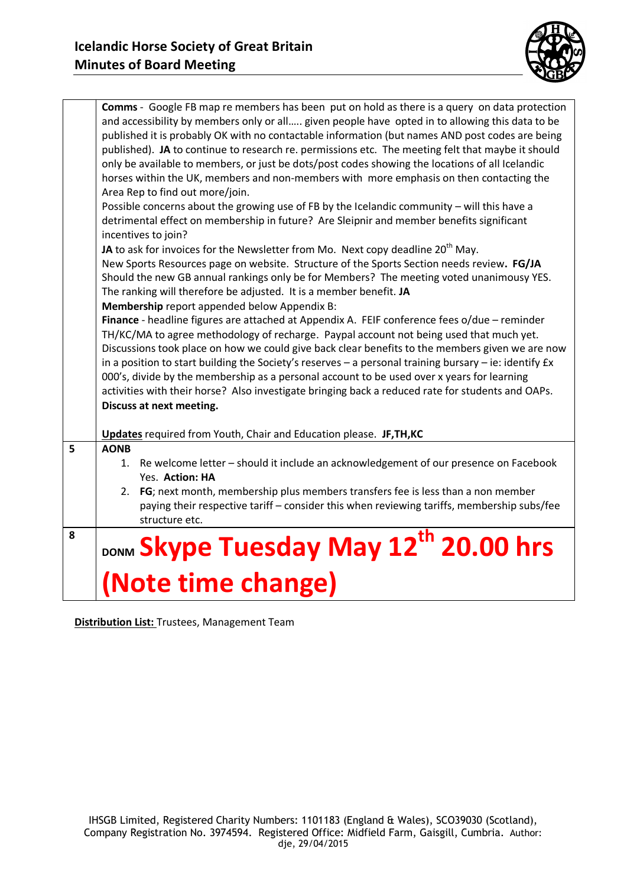| | |
|---|---|
| | **Comms** - Google FB map re members has been put on hold as there is a query on data protection and accessibility by members only or all….. given people have opted in to allowing this data to be published it is probably OK with no contactable information (but names AND post codes are being published). **JA** to continue to research re. permissions etc. The meeting felt that maybe it should only be available to members, or just be dots/post codes showing the locations of all Icelandic horses within the UK, members and non-members with more emphasis on then contacting the Area Rep to find out more/join.<br>Possible concerns about the growing use of FB by the Icelandic community – will this have a detrimental effect on membership in future? Are Sleipnir and member benefits significant incentives to join?<br>**JA** to ask for invoices for the Newsletter from Mo. Next copy deadline 20th May.<br>New Sports Resources page on website. Structure of the Sports Section needs review**. FG/JA**<br>Should the new GB annual rankings only be for Members? The meeting voted unanimous YES. The ranking will therefore be adjusted. It is a member benefit. **JA**<br>**Membership** report appended below Appendix B:<br>**Finance** - headline figures are attached at Appendix A. FEIF conference fees o/due – reminder TH/KC/MA to agree methodology of recharge. Paypal account not being used that much yet.<br>Discussions took place on how we could give back clear benefits to the members given we are now in a position to start building the Society's reserves – a personal training bursary – ie: identify £x 000's, divide by the membership as a personal account to be used over x years for learning activities with their horse? Also investigate bringing back a reduced rate for students and OAPs.<br>**Discuss at next meeting.**<br><br>**Updates** required from Youth, Chair and Education please. **JF,TH,KC** |
| **5** | **AONB**<br>1. Re welcome letter – should it include an acknowledgement of our presence on Facebook Yes. **Action: HA**<br>2. **FG**; next month, membership plus members transfers fee is less than a non member paying their respective tariff – consider this when reviewing tariffs, membership subs/fee structure etc. |
| **8** | **DONM Skype Tuesday May 12th 20.00 hrs (Note time change)** |

**Distribution List:** Trustees, Management Team

IHSGB Limited, Registered Charity Numbers: 1101183 (England & Wales), SCO39030 (Scotland), Company Registration No. 3974594. Registered Office: Midfield Farm, Gaisgill, Cumbria. Author: dje, 29/04/2015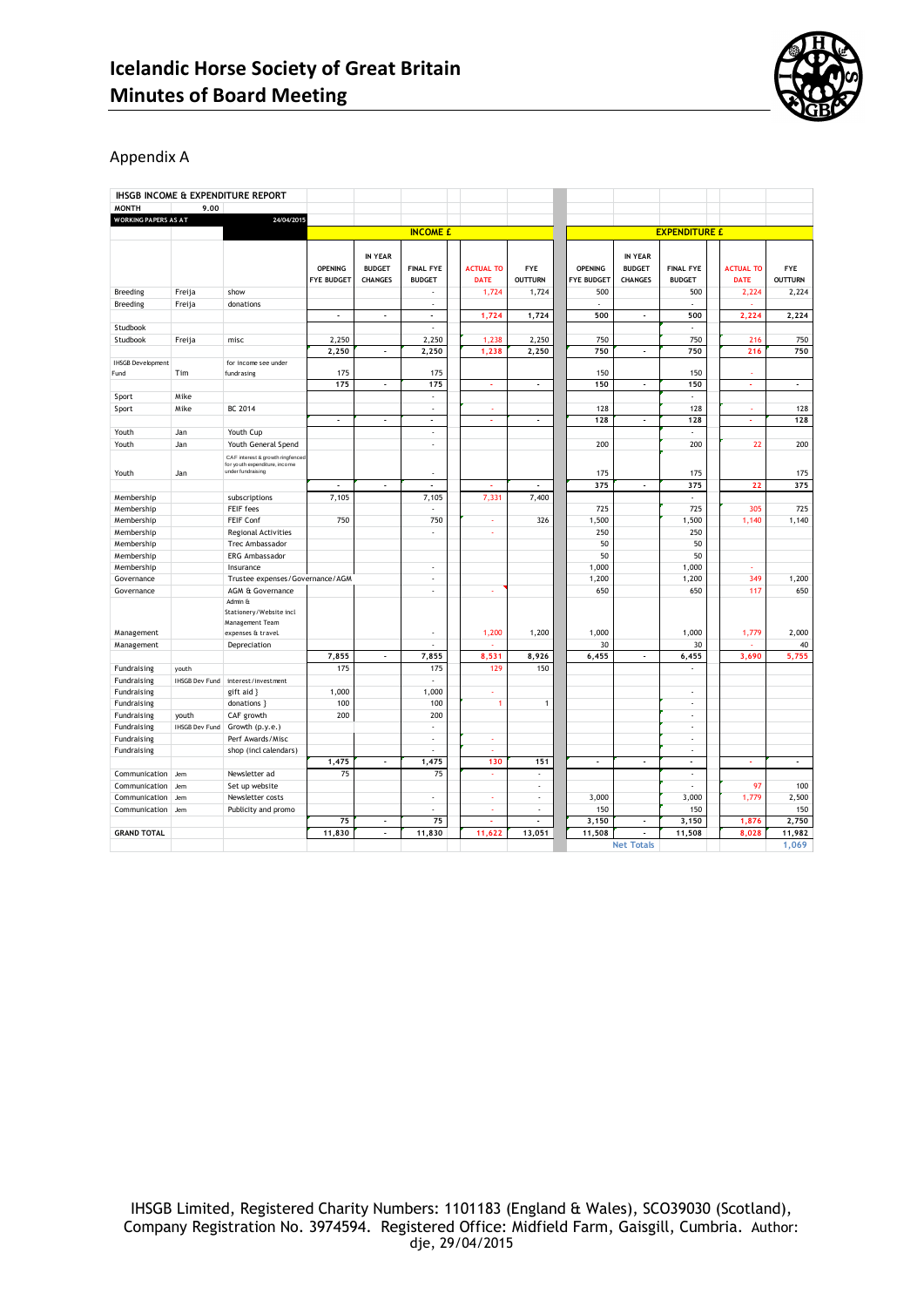# Icelandic Horse Society of Great Britain
# Minutes of Board Meeting

Appendix A

**IHSGB INCOME & EXPENDITURE REPORT**

MONTH 9.00

WORKING PAPERS AS AT 24/04/2015

| | | | INCOME £ | | | | | EXPENDITURE £ | | | | |
|---|---|---|---|---|---|---|---|---|---|---|---|---|
| | | | OPENING FYE BUDGET | IN YEAR BUDGET CHANGES | FINAL FYE BUDGET | ACTUAL TO DATE | FYE OUTTURN | OPENING FYE BUDGET | IN YEAR BUDGET CHANGES | FINAL FYE BUDGET | ACTUAL TO DATE | FYE OUTTURN |
| Breeding | Freija | show | | | - | 1,724 | 1,724 | 500 | | 500 | 2,224 | 2,224 |
| Breeding | Freija | donations | | | - | | | - | | - | | |
| | | | - | - | - | 1,724 | 1,724 | 500 | - | 500 | 2,224 | 2,224 |
| Studbook | | | | | - | | | | | - | | |
| Studbook | Freija | misc | 2,250 | | 2,250 | 1,238 | 2,250 | 750 | | 750 | 216 | 750 |
| | | | 2,250 | - | 2,250 | 1,238 | 2,250 | 750 | - | 750 | 216 | 750 |
| IHSGB Development Fund | Tim | for income see under fundraising | 175 | | 175 | | | 150 | | 150 | - | |
| | | | 175 | - | 175 | - | - | 150 | - | 150 | - | - |
| Sport | Mike | | | | - | | | | | - | | |
| Sport | Mike | BC 2014 | | | - | - | | 128 | | 128 | - | 128 |
| | | | - | - | - | - | - | 128 | - | 128 | - | 128 |
| Youth | Jan | Youth Cup | | | - | | | | | - | | |
| Youth | Jan | Youth General Spend | | | - | | | 200 | | 200 | 22 | 200 |
| Youth | Jan | CAF interest & growth ringfenced for youth expenditure, income under fundraising | | | - | | | 175 | | 175 | | 175 |
| | | | - | - | - | - | - | 375 | - | 375 | 22 | 375 |
| Membership | | subscriptions | 7,105 | | 7,105 | 7,331 | 7,400 | | | - | | |
| Membership | | FEIF fees | | | - | | | 725 | | 725 | 305 | 725 |
| Membership | | FEIF Conf | 750 | | 750 | - | 326 | 1,500 | | 1,500 | 1,140 | 1,140 |
| Membership | | Regional Activities | | | - | - | | 250 | | 250 | | |
| Membership | | Trec Ambassador | | | | | | 50 | | 50 | | |
| Membership | | ERG Ambassador | | | | | | 50 | | 50 | | |
| Membership | | Insurance | | | - | | | 1,000 | | 1,000 | - | |
| Governance | | Trustee expenses/Governance/AGM | | | - | | | 1,200 | | 1,200 | 349 | 1,200 |
| Governance | | AGM & Governance | | | - | - | | 650 | | 650 | 117 | 650 |
| Management | | Admin & Stationery/Website incl Management Team expenses & travel | | | - | 1,200 | 1,200 | 1,000 | | 1,000 | 1,779 | 2,000 |
| Management | | Depreciation | | | - | - | | 30 | | 30 | - | 40 |
| | | | 7,855 | - | 7,855 | 8,531 | 8,926 | 6,455 | - | 6,455 | 3,690 | 5,755 |
| Fundraising | youth | | 175 | | 175 | 129 | 150 | | | - | | |
| Fundraising | IHSGB Dev Fund | interest/investment | | | - | | | | | | | |
| Fundraising | | gift aid } | 1,000 | | 1,000 | - | | | | - | | |
| Fundraising | | donations } | 100 | | 100 | 1 | 1 | | | - | | |
| Fundraising | youth | CAF growth | 200 | | 200 | | | | | - | | |
| Fundraising | IHSGB Dev Fund | Growth (p.y.e.) | | | - | | | | | - | | |
| Fundraising | | Perf Awards/Misc | | | - | - | | | | - | | |
| Fundraising | | shop (incl calendars) | | | - | - | | | | - | | |
| | | | 1,475 | - | 1,475 | 130 | 151 | - | - | - | - | - |
| Communication | Jem | Newsletter ad | 75 | | 75 | - | - | | | - | | |
| Communication | Jem | Set up website | | | | | - | | | - | 97 | 100 |
| Communication | Jem | Newsletter costs | | | - | - | - | 3,000 | | 3,000 | 1,779 | 2,500 |
| Communication | Jem | Publicity and promo | | | - | - | - | 150 | | 150 | | 150 |
| | | | 75 | - | 75 | - | - | 3,150 | - | 3,150 | 1,876 | 2,750 |
| GRAND TOTAL | | | 11,830 | - | 11,830 | 11,622 | 13,051 | 11,508 | - | 11,508 | 8,028 | 11,982 |
| | | | | | | | | | Net Totals | | | 1,069 |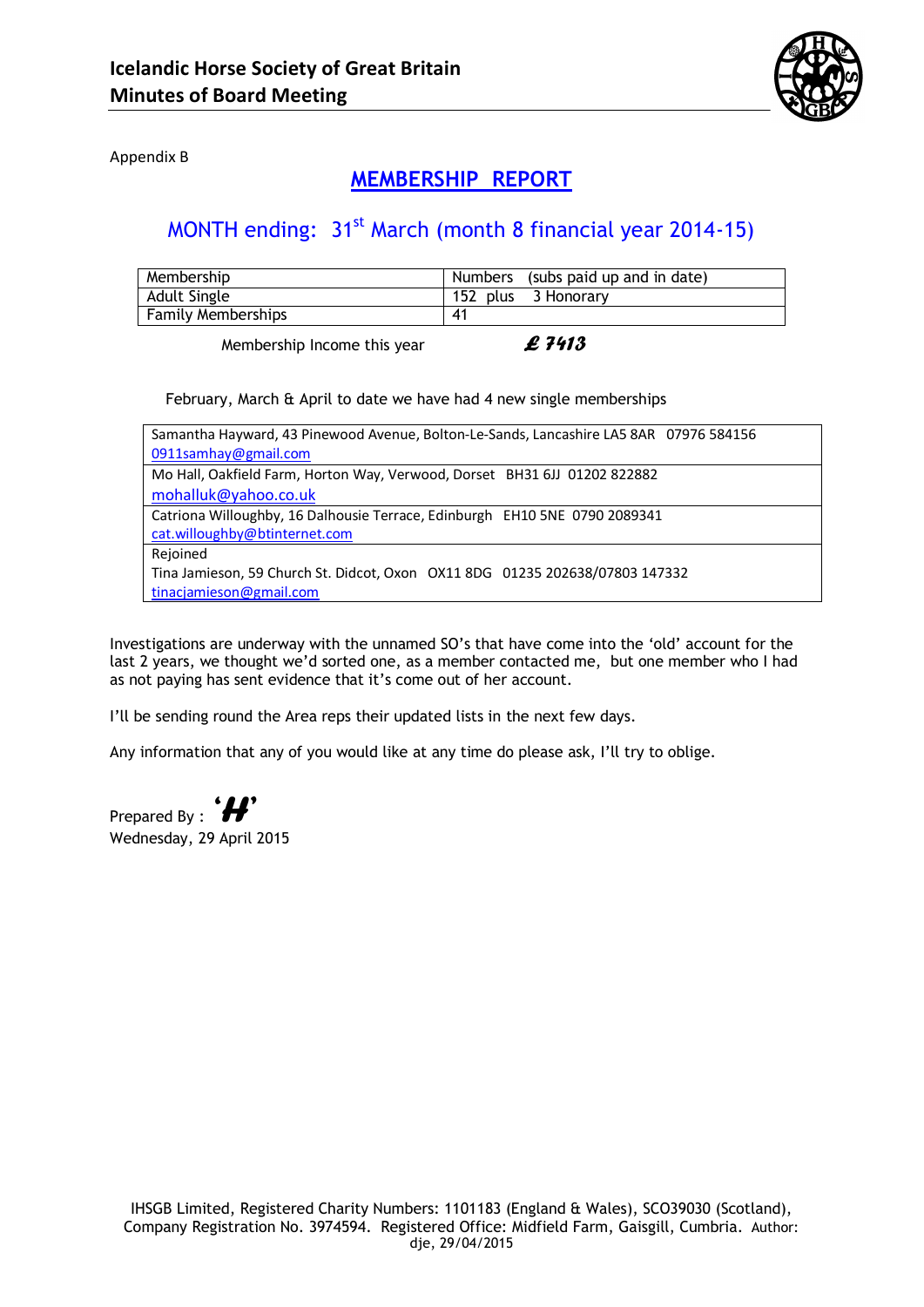Appendix B

## MEMBERSHIP REPORT

### MONTH ending: 31st March (month 8 financial year 2014-15)

| Membership | Numbers (subs paid up and in date) |
|---|---|
| Adult Single | 152 plus 3 Honorary |
| Family Memberships | 41 |

Membership Income this year **£ 7413**

February, March & April to date we have had 4 new single memberships

| |
|---|
| Samantha Hayward, 43 Pinewood Avenue, Bolton-Le-Sands, Lancashire LA5 8AR 07976 584156 0911samhay@gmail.com |
| Mo Hall, Oakfield Farm, Horton Way, Verwood, Dorset BH31 6JJ 01202 822882 mohalluk@yahoo.co.uk |
| Catriona Willoughby, 16 Dalhousie Terrace, Edinburgh EH10 5NE 0790 2089341 cat.willoughby@btinternet.com |
| Rejoined Tina Jamieson, 59 Church St. Didcot, Oxon OX11 8DG 01235 202638/07803 147332 tinacjamieson@gmail.com |

Investigations are underway with the unnamed SO's that have come into the 'old' account for the last 2 years, we thought we'd sorted one, as a member contacted me, but one member who I had as not paying has sent evidence that it's come out of her account.

I'll be sending round the Area reps their updated lists in the next few days.

Any information that any of you would like at any time do please ask, I'll try to oblige.

Prepared By : **'H'**
Wednesday, 29 April 2015